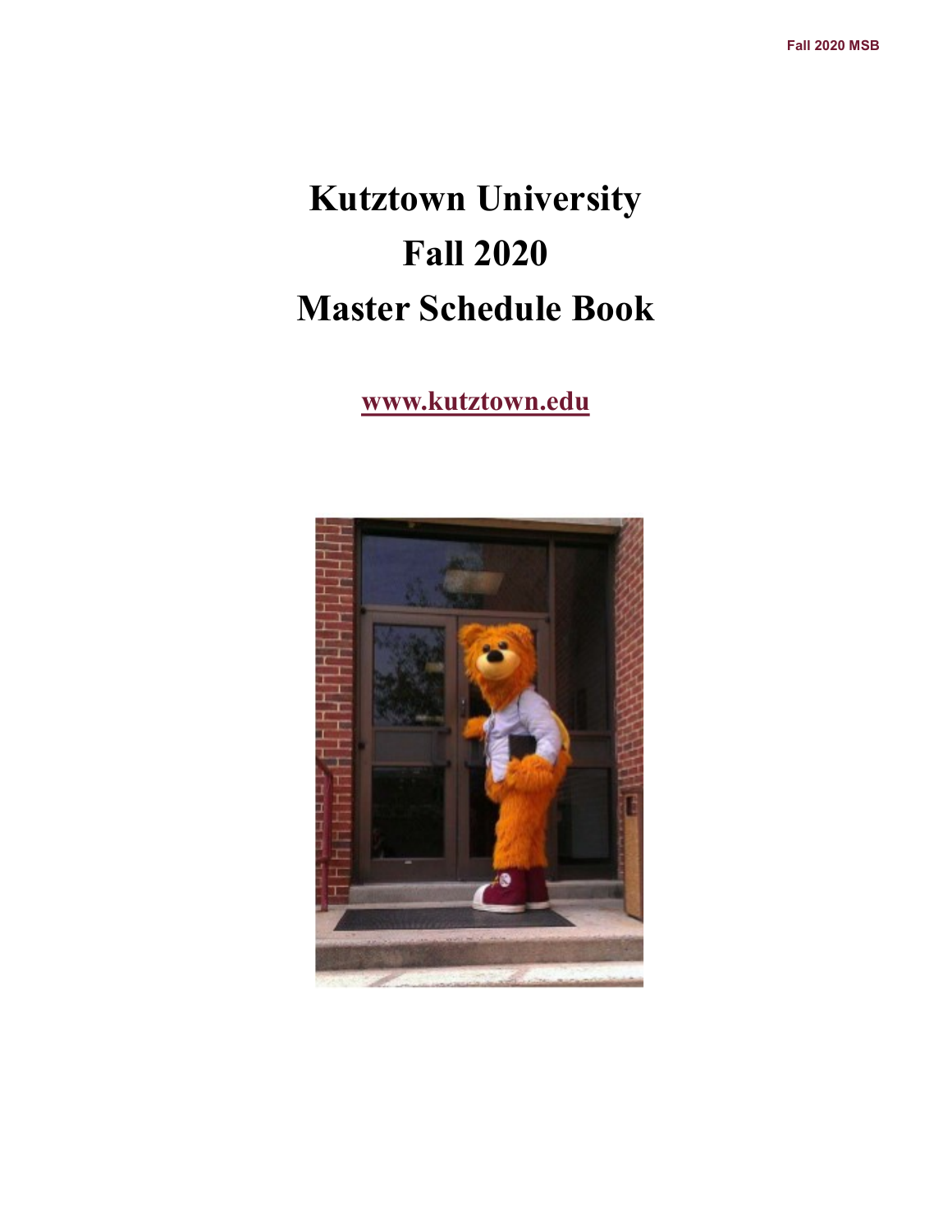# Kutztown University
# Fall 2020
# Master Schedule Book

**www.kutztown.edu**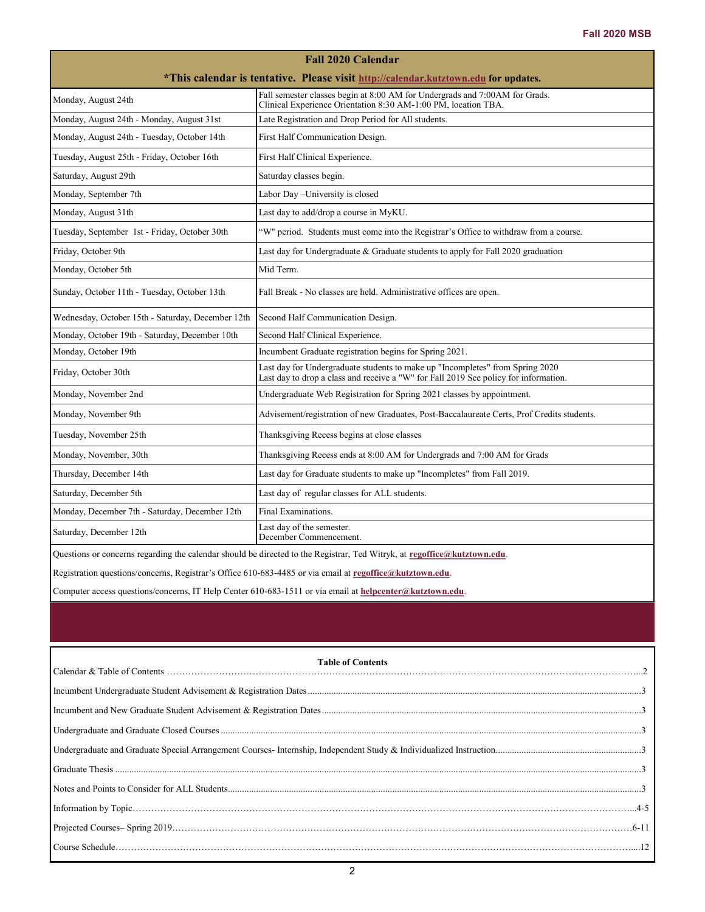## Fall 2020 Calendar

**\*This calendar is tentative. Please visit http://calendar.kutztown.edu for updates.**

| Date | Event |
|---|---|
| Monday, August 24th | Fall semester classes begin at 8:00 AM for Undergrads and 7:00AM for Grads. Clinical Experience Orientation 8:30 AM-1:00 PM, location TBA. |
| Monday, August 24th - Monday, August 31st | Late Registration and Drop Period for All students. |
| Monday, August 24th - Tuesday, October 14th | First Half Communication Design. |
| Tuesday, August 25th - Friday, October 16th | First Half Clinical Experience. |
| Saturday, August 29th | Saturday classes begin. |
| Monday, September 7th | Labor Day –University is closed |
| Monday, August 31th | Last day to add/drop a course in MyKU. |
| Tuesday, September 1st - Friday, October 30th | "W" period. Students must come into the Registrar's Office to withdraw from a course. |
| Friday, October 9th | Last day for Undergraduate & Graduate students to apply for Fall 2020 graduation |
| Monday, October 5th | Mid Term. |
| Sunday, October 11th - Tuesday, October 13th | Fall Break - No classes are held. Administrative offices are open. |
| Wednesday, October 15th - Saturday, December 12th | Second Half Communication Design. |
| Monday, October 19th - Saturday, December 10th | Second Half Clinical Experience. |
| Monday, October 19th | Incumbent Graduate registration begins for Spring 2021. |
| Friday, October 30th | Last day for Undergraduate students to make up "Incompletes" from Spring 2020 Last day to drop a class and receive a "W" for Fall 2019 See policy for information. |
| Monday, November 2nd | Undergraduate Web Registration for Spring 2021 classes by appointment. |
| Monday, November 9th | Advisement/registration of new Graduates, Post-Baccalaureate Certs, Prof Credits students. |
| Tuesday, November 25th | Thanksgiving Recess begins at close classes |
| Monday, November, 30th | Thanksgiving Recess ends at 8:00 AM for Undergrads and 7:00 AM for Grads |
| Thursday, December 14th | Last day for Graduate students to make up "Incompletes" from Fall 2019. |
| Saturday, December 5th | Last day of regular classes for ALL students. |
| Monday, December 7th - Saturday, December 12th | Final Examinations. |
| Saturday, December 12th | Last day of the semester. December Commencement. |

Questions or concerns regarding the calendar should be directed to the Registrar, Ted Witryk, at regoffice@kutztown.edu.

Registration questions/concerns, Registrar's Office 610-683-4485 or via email at regoffice@kutztown.edu.

Computer access questions/concerns, IT Help Center 610-683-1511 or via email at helpcenter@kutztown.edu.

## Table of Contents

| Section | Page |
|---|---|
| Calendar & Table of Contents | 2 |
| Incumbent Undergraduate Student Advisement & Registration Dates | 3 |
| Incumbent and New Graduate Student Advisement & Registration Dates | 3 |
| Undergraduate and Graduate Closed Courses | 3 |
| Undergraduate and Graduate Special Arrangement Courses- Internship, Independent Study & Individualized Instruction | 3 |
| Graduate Thesis | 3 |
| Notes and Points to Consider for ALL Students | 3 |
| Information by Topic | 4-5 |
| Projected Courses– Spring 2019 | 6-11 |
| Course Schedule | 12 |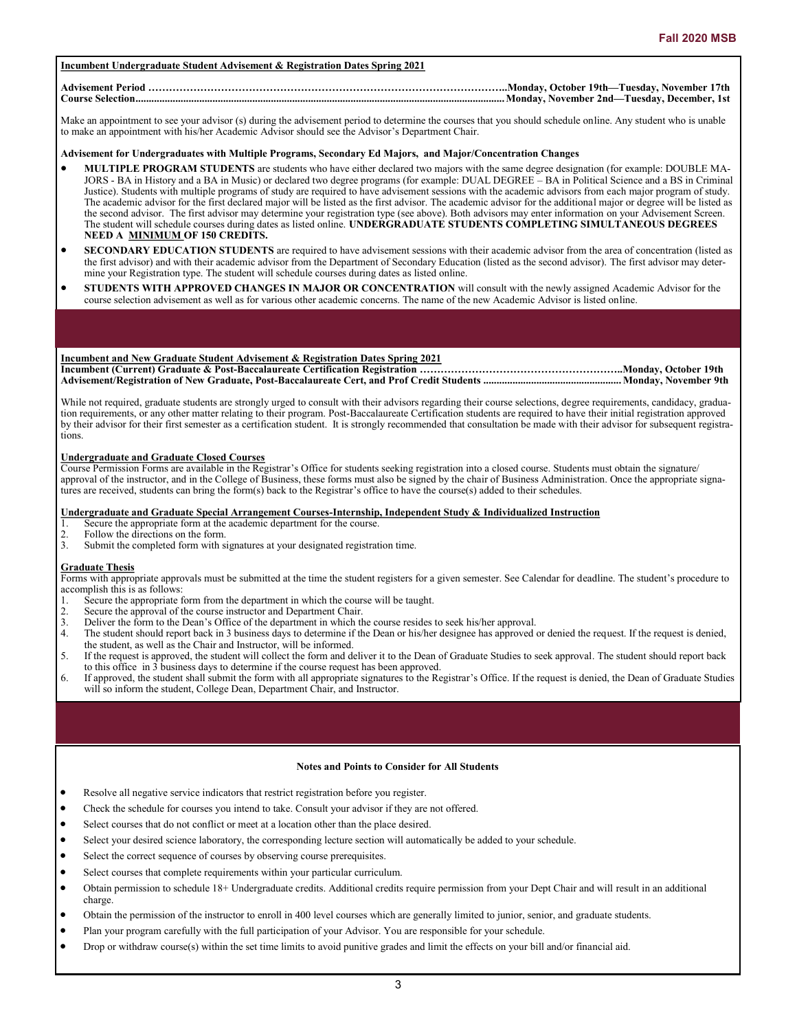## Incumbent Undergraduate Student Advisement & Registration Dates Spring 2021

**Advisement Period ……………………………………………………………………………………………..Monday, October 19th—Tuesday, November 17th**
**Course Selection.......................................................................................................................................Monday, November 2nd—Tuesday, December, 1st**

Make an appointment to see your advisor (s) during the advisement period to determine the courses that you should schedule online. Any student who is unable to make an appointment with his/her Academic Advisor should see the Advisor's Department Chair.

**Advisement for Undergraduates with Multiple Programs, Secondary Ed Majors, and Major/Concentration Changes**

- **MULTIPLE PROGRAM STUDENTS** are students who have either declared two majors with the same degree designation (for example: DOUBLE MAJORS - BA in History and a BA in Music) or declared two degree programs (for example: DUAL DEGREE – BA in Political Science and a BS in Criminal Justice). Students with multiple programs of study are required to have advisement sessions with the academic advisors from each major program of study. The academic advisor for the first declared major will be listed as the first advisor. The academic advisor for the additional major or degree will be listed as the second advisor. The first advisor may determine your registration type (see above). Both advisors may enter information on your Advisement Screen. The student will schedule courses during dates as listed online. **UNDERGRADUATE STUDENTS COMPLETING SIMULTANEOUS DEGREES NEED A MINIMUM OF 150 CREDITS.**
- **SECONDARY EDUCATION STUDENTS** are required to have advisement sessions with their academic advisor from the area of concentration (listed as the first advisor) and with their academic advisor from the Department of Secondary Education (listed as the second advisor). The first advisor may determine your Registration type. The student will schedule courses during dates as listed online.
- **STUDENTS WITH APPROVED CHANGES IN MAJOR OR CONCENTRATION** will consult with the newly assigned Academic Advisor for the course selection advisement as well as for various other academic concerns. The name of the new Academic Advisor is listed online.

## Incumbent and New Graduate Student Advisement & Registration Dates Spring 2021

**Incumbent (Current) Graduate & Post-Baccalaureate Certification Registration …………………………………………………..Monday, October 19th**
**Advisement/Registration of New Graduate, Post-Baccalaureate Cert, and Prof Credit Students ..................................................Monday, November 9th**

While not required, graduate students are strongly urged to consult with their advisors regarding their course selections, degree requirements, candidacy, graduation requirements, or any other matter relating to their program. Post-Baccalaureate Certification students are required to have their initial registration approved by their advisor for their first semester as a certification student. It is strongly recommended that consultation be made with their advisor for subsequent registrations.

### Undergraduate and Graduate Closed Courses

Course Permission Forms are available in the Registrar's Office for students seeking registration into a closed course. Students must obtain the signature/approval of the instructor, and in the College of Business, these forms must also be signed by the chair of Business Administration. Once the appropriate signatures are received, students can bring the form(s) back to the Registrar's office to have the course(s) added to their schedules.

### Undergraduate and Graduate Special Arrangement Courses-Internship, Independent Study & Individualized Instruction

1. Secure the appropriate form at the academic department for the course.
2. Follow the directions on the form.
3. Submit the completed form with signatures at your designated registration time.

### Graduate Thesis

Forms with appropriate approvals must be submitted at the time the student registers for a given semester. See Calendar for deadline. The student's procedure to accomplish this is as follows:

1. Secure the appropriate form from the department in which the course will be taught.
2. Secure the approval of the course instructor and Department Chair.
3. Deliver the form to the Dean's Office of the department in which the course resides to seek his/her approval.
4. The student should report back in 3 business days to determine if the Dean or his/her designee has approved or denied the request. If the request is denied, the student, as well as the Chair and Instructor, will be informed.
5. If the request is approved, the student will collect the form and deliver it to the Dean of Graduate Studies to seek approval. The student should report back to this office in 3 business days to determine if the course request has been approved.
6. If approved, the student shall submit the form with all appropriate signatures to the Registrar's Office. If the request is denied, the Dean of Graduate Studies will so inform the student, College Dean, Department Chair, and Instructor.

## Notes and Points to Consider for All Students

- Resolve all negative service indicators that restrict registration before you register.
- Check the schedule for courses you intend to take. Consult your advisor if they are not offered.
- Select courses that do not conflict or meet at a location other than the place desired.
- Select your desired science laboratory, the corresponding lecture section will automatically be added to your schedule.
- Select the correct sequence of courses by observing course prerequisites.
- Select courses that complete requirements within your particular curriculum.
- Obtain permission to schedule 18+ Undergraduate credits. Additional credits require permission from your Dept Chair and will result in an additional charge.
- Obtain the permission of the instructor to enroll in 400 level courses which are generally limited to junior, senior, and graduate students.
- Plan your program carefully with the full participation of your Advisor. You are responsible for your schedule.
- Drop or withdraw course(s) within the set time limits to avoid punitive grades and limit the effects on your bill and/or financial aid.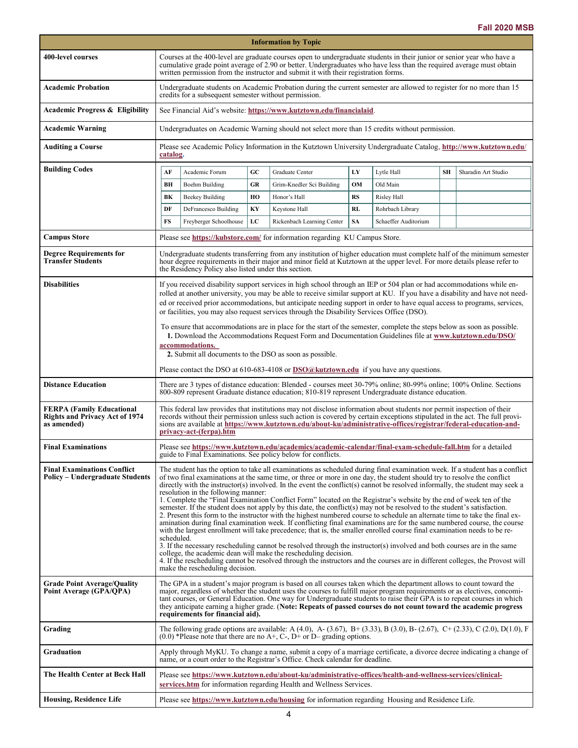| Information by Topic | |
|---|---|
| **400-level courses** | Courses at the 400-level are graduate courses open to undergraduate students in their junior or senior year who have a cumulative grade point average of 2.90 or better. Undergraduates who have less than the required average must obtain written permission from the instructor and submit it with their registration forms. |
| **Academic Probation** | Undergraduate students on Academic Probation during the current semester are allowed to register for no more than 15 credits for a subsequent semester without permission. |
| **Academic Progress & Eligibility** | See Financial Aid's website: **https://www.kutztown.edu/financialaid**. |
| **Academic Warning** | Undergraduates on Academic Warning should not select more than 15 credits without permission. |
| **Auditing a Course** | Please see Academic Policy Information in the Kutztown University Undergraduate Catalog, **http://www.kutztown.edu/catalog**. |
| **Building Codes** | **AF** Academic Forum; **BH** Boehm Building; **BK** Beekey Building; **DF** DeFrancesco Building; **FS** Freyberger Schoolhouse; **GC** Graduate Center; **GR** Grim-Knedler Sci Building; **HO** Honor's Hall; **KY** Keystone Hall; **LC** Rickenbach Learning Center; **LY** Lytle Hall; **OM** Old Main; **RS** Risley Hall; **RL** Rohrbach Library; **SA** Schaeffer Auditorium; **SH** Sharadin Art Studio |
| **Campus Store** | Please see **https://kubstore.com/** for information regarding KU Campus Store. |
| **Degree Requirements for Transfer Students** | Undergraduate students transferring from any institution of higher education must complete half of the minimum semester hour degree requirements in their major and minor field at Kutztown at the upper level. For more details please refer to the Residency Policy also listed under this section. |
| **Disabilities** | If you received disability support services in high school through an IEP or 504 plan or had accommodations while enrolled at another university, you may be able to receive similar support at KU. If you have a disability and have not needed or received prior accommodations, but anticipate needing support in order to have equal access to programs, services, or facilities, you may also request services through the Disability Services Office (DSO).<br><br>To ensure that accommodations are in place for the start of the semester, complete the steps below as soon as possible.<br>**1.** Download the Accommodations Request Form and Documentation Guidelines file at **www.kutztown.edu/DSO/accommodations.**<br>**2.** Submit all documents to the DSO as soon as possible.<br><br>Please contact the DSO at 610-683-4108 or **DSO@kutztown.edu** if you have any questions. |
| **Distance Education** | There are 3 types of distance education: Blended - courses meet 30-79% online; 80-99% online; 100% Online. Sections 800-809 represent Graduate distance education; 810-819 represent Undergraduate distance education. |
| **FERPA (Family Educational Rights and Privacy Act of 1974 as amended)** | This federal law provides that institutions may not disclose information about students nor permit inspection of their records without their permission unless such action is covered by certain exceptions stipulated in the act. The full provisions are available at **https://www.kutztown.edu/about-ku/administrative-offices/registrar/federal-education-and-privacy-act-(ferpa).htm** |
| **Final Examinations** | Please see **https://www.kutztown.edu/academics/academic-calendar/final-exam-schedule-fall.htm** for a detailed guide to Final Examinations. See policy below for conflicts. |
| **Final Examinations Conflict Policy – Undergraduate Students** | The student has the option to take all examinations as scheduled during final examination week. If a student has a conflict of two final examinations at the same time, or three or more in one day, the student should try to resolve the conflict directly with the instructor(s) involved. In the event the conflict(s) cannot be resolved informally, the student may seek a resolution in the following manner:<br>1. Complete the "Final Examination Conflict Form" located on the Registrar's website by the end of week ten of the semester. If the student does not apply by this date, the conflict(s) may not be resolved to the student's satisfaction.<br>2. Present this form to the instructor with the highest numbered course to schedule an alternate time to take the final examination during final examination week. If conflicting final examinations are for the same numbered course, the course with the largest enrollment will take precedence; that is, the smaller enrolled course final examination needs to be rescheduled.<br>3. If the necessary rescheduling cannot be resolved through the instructor(s) involved and both courses are in the same college, the academic dean will make the rescheduling decision.<br>4. If the rescheduling cannot be resolved through the instructors and the courses are in different colleges, the Provost will make the rescheduling decision. |
| **Grade Point Average/Quality Point Average (GPA/QPA)** | The GPA in a student's major program is based on all courses taken which the department allows to count toward the major, regardless of whether the student uses the courses to fulfill major program requirements or as electives, concomitant courses, or General Education. One way for Undergraduate students to raise their GPA is to repeat courses in which they anticipate earning a higher grade. (**Note: Repeats of passed courses do not count toward the academic progress requirements for financial aid).** |
| **Grading** | The following grade options are available: A (4.0), A- (3.67), B+ (3.33), B (3.0), B- (2.67), C+ (2.33), C (2.0), D(1.0), F (0.0) *Please note that there are no A+, C-, D+ or D– grading options. |
| **Graduation** | Apply through MyKU. To change a name, submit a copy of a marriage certificate, a divorce decree indicating a change of name, or a court order to the Registrar's Office. Check calendar for deadline. |
| **The Health Center at Beck Hall** | Please see **https://www.kutztown.edu/about-ku/administrative-offices/health-and-wellness-services/clinical-services.htm** for information regarding Health and Wellness Services. |
| **Housing, Residence Life** | Please see **https://www.kutztown.edu/housing** for information regarding Housing and Residence Life. |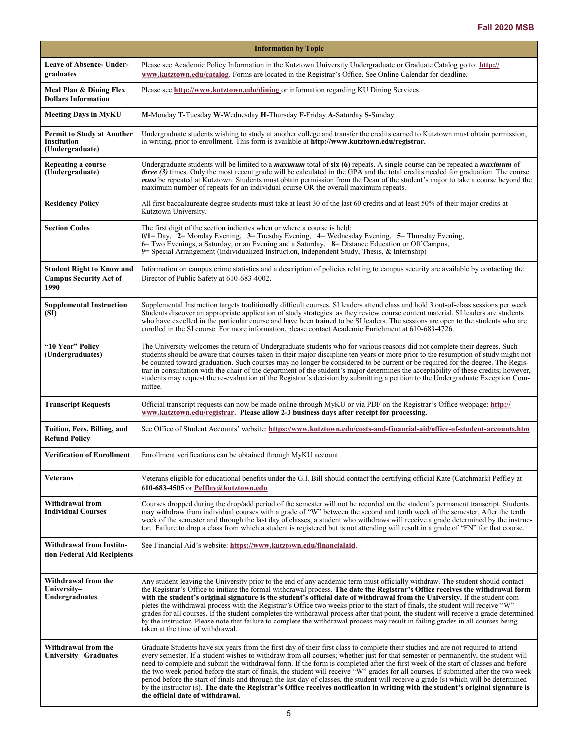| Information by Topic | |
|---|---|
| **Leave of Absence- Undergraduates** | Please see Academic Policy Information in the Kutztown University Undergraduate or Graduate Catalog go to: **http://www.kutztown.edu/catalog**. Forms are located in the Registrar's Office. See Online Calendar for deadline. |
| **Meal Plan & Dining Flex Dollars Information** | Please see **http://www.kutztown.edu/dining** or information regarding KU Dining Services. |
| **Meeting Days in MyKU** | **M**-Monday **T**-Tuesday **W**-Wednesday **H**-Thursday **F**-Friday **A**-Saturday **S**-Sunday |
| **Permit to Study at Another Institution (Undergraduate)** | Undergraduate students wishing to study at another college and transfer the credits earned to Kutztown must obtain permission, in writing, prior to enrollment. This form is available at **http://www.kutztown.edu/registrar.** |
| **Repeating a course (Undergraduate)** | Undergraduate students will be limited to a ***maximum*** total of **six (6)** repeats. A single course can be repeated a ***maximum*** of ***three (3)*** times. Only the most recent grade will be calculated in the GPA and the total credits needed for graduation. The course ***must*** be repeated at Kutztown. Students must obtain permission from the Dean of the student's major to take a course beyond the maximum number of repeats for an individual course OR the overall maximum repeats. |
| **Residency Policy** | All first baccalaureate degree students must take at least 30 of the last 60 credits and at least 50% of their major credits at Kutztown University. |
| **Section Codes** | The first digit of the section indicates when or where a course is held:<br>**0/1**= Day, **2**= Monday Evening, **3**= Tuesday Evening, **4**= Wednesday Evening, **5**= Thursday Evening,<br>**6**= Two Evenings, a Saturday, or an Evening and a Saturday, **8**= Distance Education or Off Campus,<br>**9**= Special Arrangement (Individualized Instruction, Independent Study, Thesis, & Internship) |
| **Student Right to Know and Campus Security Act of 1990** | Information on campus crime statistics and a description of policies relating to campus security are available by contacting the Director of Public Safety at 610-683-4002. |
| **Supplemental Instruction (SI)** | Supplemental Instruction targets traditionally difficult courses. SI leaders attend class and hold 3 out-of-class sessions per week. Students discover an appropriate application of study strategies as they review course content material. SI leaders are students who have excelled in the particular course and have been trained to be SI leaders. The sessions are open to the students who are enrolled in the SI course. For more information, please contact Academic Enrichment at 610-683-4726. |
| **"10 Year" Policy (Undergraduates)** | The University welcomes the return of Undergraduate students who for various reasons did not complete their degrees. Such students should be aware that courses taken in their major discipline ten years or more prior to the resumption of study might not be counted toward graduation. Such courses may no longer be considered to be current or be required for the degree. The Registrar in consultation with the chair of the department of the student's major determines the acceptability of these credits; however, students may request the re-evaluation of the Registrar's decision by submitting a petition to the Undergraduate Exception Committee. |
| **Transcript Requests** | Official transcript requests can now be made online through MyKU or via PDF on the Registrar's Office webpage: **http://www.kutztown.edu/registrar. Please allow 2-3 business days after receipt for processing.** |
| **Tuition, Fees, Billing, and Refund Policy** | See Office of Student Accounts' website: **https://www.kutztown.edu/costs-and-financial-aid/office-of-student-accounts.htm** |
| **Verification of Enrollment** | Enrollment verifications can be obtained through MyKU account. |
| **Veterans** | Veterans eligible for educational benefits under the G.I. Bill should contact the certifying official Kate (Catchmark) Peffley at **610-683-4505** or **Peffley@kutztown.edu** |
| **Withdrawal from Individual Courses** | Courses dropped during the drop/add period of the semester will not be recorded on the student's permanent transcript. Students may withdraw from individual courses with a grade of "W" between the second and tenth week of the semester. After the tenth week of the semester and through the last day of classes, a student who withdraws will receive a grade determined by the instructor. Failure to drop a class from which a student is registered but is not attending will result in a grade of "FN" for that course. |
| **Withdrawal from Institution Federal Aid Recipients** | See Financial Aid's website: **https://www.kutztown.edu/financialaid**. |
| **Withdrawal from the University– Undergraduates** | Any student leaving the University prior to the end of any academic term must officially withdraw. The student should contact the Registrar's Office to initiate the formal withdrawal process. **The date the Registrar's Office receives the withdrawal form with the student's original signature is the student's official date of withdrawal from the University.** If the student completes the withdrawal process with the Registrar's Office two weeks prior to the start of finals, the student will receive "W" grades for all courses. If the student completes the withdrawal process after that point, the student will receive a grade determined by the instructor. Please note that failure to complete the withdrawal process may result in failing grades in all courses being taken at the time of withdrawal. |
| **Withdrawal from the University– Graduates** | Graduate Students have six years from the first day of their first class to complete their studies and are not required to attend every semester. If a student wishes to withdraw from all courses; whether just for that semester or permanently, the student will need to complete and submit the withdrawal form. If the form is completed after the first week of the start of classes and before the two week period before the start of finals, the student will receive "W" grades for all courses. If submitted after the two week period before the start of finals and through the last day of classes, the student will receive a grade (s) which will be determined by the instructor (s). **The date the Registrar's Office receives notification in writing with the student's original signature is the official date of withdrawal.** |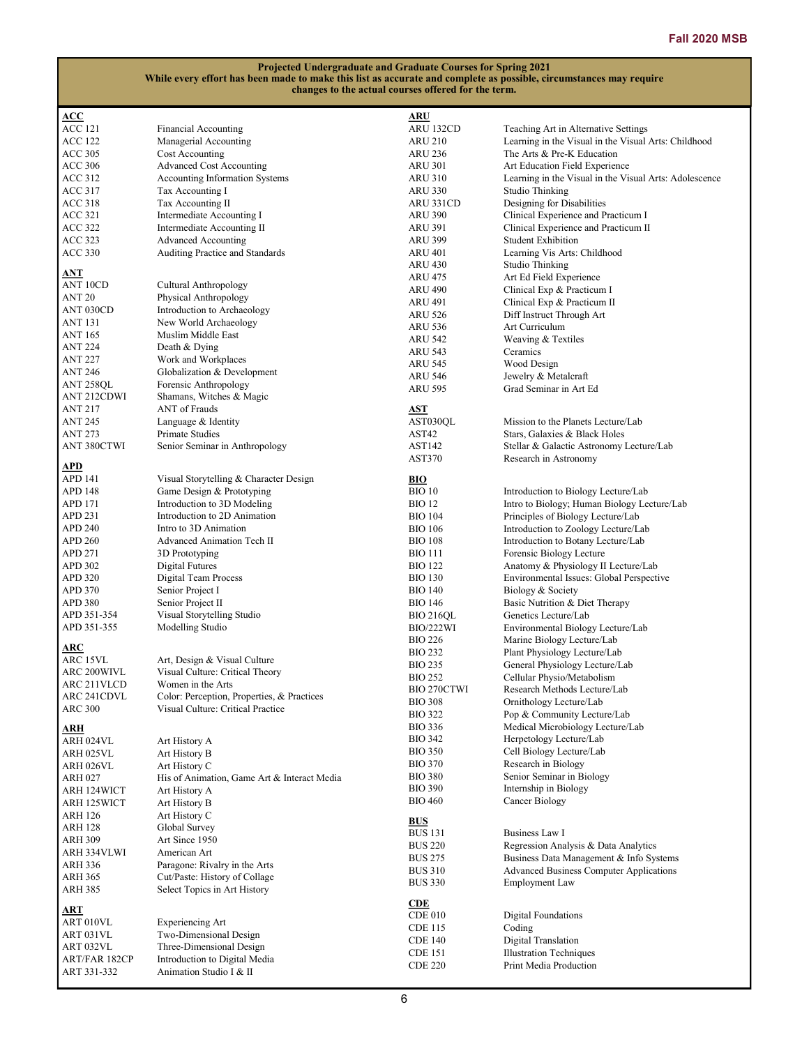**Projected Undergraduate and Graduate Courses for Spring 2021**
**While every effort has been made to make this list as accurate and complete as possible, circumstances may require changes to the actual courses offered for the term.**

**ACC**

| | |
|---|---|
| ACC 121 | Financial Accounting |
| ACC 122 | Managerial Accounting |
| ACC 305 | Cost Accounting |
| ACC 306 | Advanced Cost Accounting |
| ACC 312 | Accounting Information Systems |
| ACC 317 | Tax Accounting |
| ACC 318 | Tax Accounting II |
| ACC 321 | Intermediate Accounting I |
| ACC 322 | Intermediate Accounting II |
| ACC 323 | Advanced Accounting |
| ACC 330 | Auditing Practice and Standards |

**ANT**

| | |
|---|---|
| ANT 10CD | Cultural Anthropology |
| ANT 20 | Physical Anthropology |
| ANT 030CD | Introduction to Archaeology |
| ANT 131 | New World Archaeology |
| ANT 165 | Muslim Middle East |
| ANT 224 | Death & Dying |
| ANT 227 | Work and Workplaces |
| ANT 246 | Globalization & Development |
| ANT 258QL | Forensic Anthropology |
| ANT 212CDWI | Shamans, Witches & Magic |
| ANT 217 | ANT of Frauds |
| ANT 245 | Language & Identity |
| ANT 273 | Primate Studies |
| ANT 380CTWI | Senior Seminar in Anthropology |

**APD**

| | |
|---|---|
| APD 141 | Visual Storytelling & Character Design |
| APD 148 | Game Design & Prototyping |
| APD 171 | Introduction to 3D Modeling |
| APD 231 | Introduction to 2D Animation |
| APD 240 | Intro to 3D Animation |
| APD 260 | Advanced Animation Tech II |
| APD 271 | 3D Prototyping |
| APD 302 | Digital Futures |
| APD 320 | Digital Team Process |
| APD 370 | Senior Project I |
| APD 380 | Senior Project II |
| APD 351-354 | Visual Storytelling Studio |
| APD 351-355 | Modelling Studio |

**ARC**

| | |
|---|---|
| ARC 15VL | Art, Design & Visual Culture |
| ARC 200WIVL | Visual Culture: Critical Theory |
| ARC 211VLCD | Women in the Arts |
| ARC 241CDVL | Color: Perception, Properties, & Practices |
| ARC 300 | Visual Culture: Critical Practice |

**ARH**

| | |
|---|---|
| ARH 024VL | Art History A |
| ARH 025VL | Art History B |
| ARH 026VL | Art History C |
| ARH 027 | His of Animation, Game Art & Interact Media |
| ARH 124WICT | Art History A |
| ARH 125WICT | Art History B |
| ARH 126 | Art History C |
| ARH 128 | Global Survey |
| ARH 309 | Art Since 1950 |
| ARH 334VLWI | American Art |
| ARH 336 | Paragone: Rivalry in the Arts |
| ARH 365 | Cut/Paste: History of Collage |
| ARH 385 | Select Topics in Art History |

**ART**

| | |
|---|---|
| ART 010VL | Experiencing Art |
| ART 031VL | Two-Dimensional Design |
| ART 032VL | Three-Dimensional Design |
| ART/FAR 182CP | Introduction to Digital Media |
| ART 331-332 | Animation Studio I & II |

**ARU**

| | |
|---|---|
| ARU 132CD | Teaching Art in Alternative Settings |
| ARU 210 | Learning in the Visual in the Visual Arts: Childhood |
| ARU 236 | The Arts & Pre-K Education |
| ARU 301 | Art Education Field Experience |
| ARU 310 | Learning in the Visual in the Visual Arts: Adolescence |
| ARU 330 | Studio Thinking |
| ARU 331CD | Designing for Disabilities |
| ARU 390 | Clinical Experience and Practicum I |
| ARU 391 | Clinical Experience and Practicum II |
| ARU 399 | Student Exhibition |
| ARU 401 | Learning Vis Arts: Childhood |
| ARU 430 | Studio Thinking |
| ARU 475 | Art Ed Field Experience |
| ARU 490 | Clinical Exp & Practicum I |
| ARU 491 | Clinical Exp & Practicum II |
| ARU 526 | Diff Instruct Through Art |
| ARU 536 | Art Curriculum |
| ARU 542 | Weaving & Textiles |
| ARU 543 | Ceramics |
| ARU 545 | Wood Design |
| ARU 546 | Jewelry & Metalcraft |
| ARU 595 | Grad Seminar in Art Ed |

**AST**

| | |
|---|---|
| AST030QL | Mission to the Planets Lecture/Lab |
| AST42 | Stars, Galaxies & Black Holes |
| AST142 | Stellar & Galactic Astronomy Lecture/Lab |
| AST370 | Research in Astronomy |

**BIO**

| | |
|---|---|
| BIO 10 | Introduction to Biology Lecture/Lab |
| BIO 12 | Intro to Biology; Human Biology Lecture/Lab |
| BIO 104 | Principles of Biology Lecture/Lab |
| BIO 106 | Introduction to Zoology Lecture/Lab |
| BIO 108 | Introduction to Botany Lecture/Lab |
| BIO 111 | Forensic Biology Lecture |
| BIO 122 | Anatomy & Physiology II Lecture/Lab |
| BIO 130 | Environmental Issues: Global Perspective |
| BIO 140 | Biology & Society |
| BIO 146 | Basic Nutrition & Diet Therapy |
| BIO 216QL | Genetics Lecture/Lab |
| BIO/222WI | Environmental Biology Lecture/Lab |
| BIO 226 | Marine Biology Lecture/Lab |
| BIO 232 | Plant Physiology Lecture/Lab |
| BIO 235 | General Physiology Lecture/Lab |
| BIO 252 | Cellular Physio/Metabolism |
| BIO 270CTWI | Research Methods Lecture/Lab |
| BIO 308 | Ornithology Lecture/Lab |
| BIO 322 | Pop & Community Lecture/Lab |
| BIO 336 | Medical Microbiology Lecture/Lab |
| BIO 342 | Herpetology Lecture/Lab |
| BIO 350 | Cell Biology Lecture/Lab |
| BIO 370 | Research in Biology |
| BIO 380 | Senior Seminar in Biology |
| BIO 390 | Internship in Biology |
| BIO 460 | Cancer Biology |

**BUS**

| | |
|---|---|
| BUS 131 | Business Law I |
| BUS 220 | Regression Analysis & Data Analytics |
| BUS 275 | Business Data Management & Info Systems |
| BUS 310 | Advanced Business Computer Applications |
| BUS 330 | Employment Law |

**CDE**

| | |
|---|---|
| CDE 010 | Digital Foundations |
| CDE 115 | Coding |
| CDE 140 | Digital Translation |
| CDE 151 | Illustration Techniques |
| CDE 220 | Print Media Production |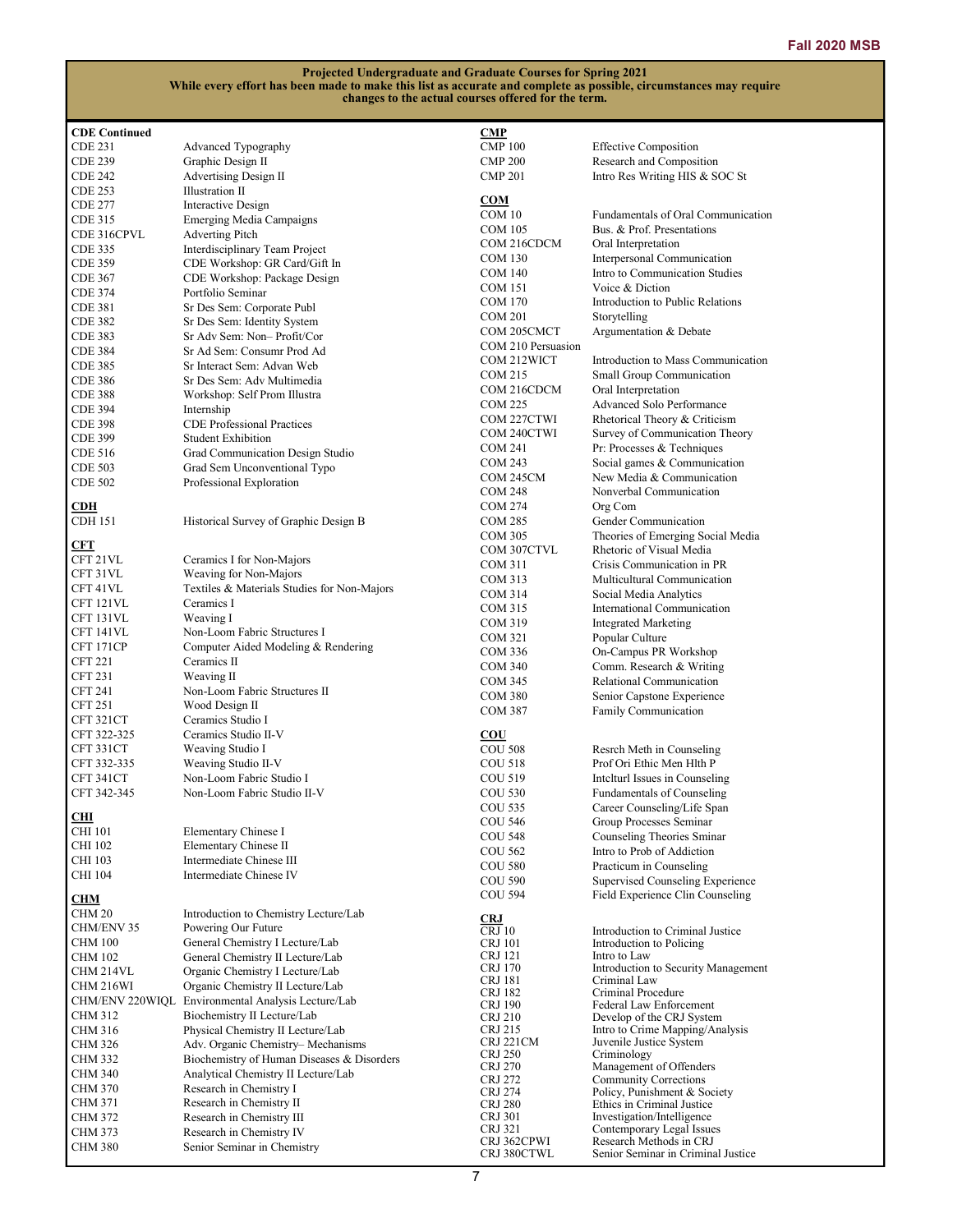**Projected Undergraduate and Graduate Courses for Spring 2021**
**While every effort has been made to make this list as accurate and complete as possible, circumstances may require changes to the actual courses offered for the term.**

**CDE Continued**

| | |
|---|---|
| CDE 231 | Advanced Typography |
| CDE 239 | Graphic Design II |
| CDE 242 | Advertising Design II |
| CDE 253 | Illustration II |
| CDE 277 | Interactive Design |
| CDE 315 | Emerging Media Campaigns |
| CDE 316CPVL | Adverting Pitch |
| CDE 335 | Interdisciplinary Team Project |
| CDE 359 | CDE Workshop: GR Card/Gift In |
| CDE 367 | CDE Workshop: Package Design |
| CDE 374 | Portfolio Seminar |
| CDE 381 | Sr Des Sem: Corporate Publ |
| CDE 382 | Sr Des Sem: Identity System |
| CDE 383 | Sr Adv Sem: Non– Profit/Cor |
| CDE 384 | Sr Ad Sem: Consumr Prod Ad |
| CDE 385 | Sr Interact Sem: Advan Web |
| CDE 386 | Sr Des Sem: Adv Multimedia |
| CDE 388 | Workshop: Self Prom Illustra |
| CDE 394 | Internship |
| CDE 398 | CDE Professional Practices |
| CDE 399 | Student Exhibition |
| CDE 516 | Grad Communication Design Studio |
| CDE 503 | Grad Sem Unconventional Typo |
| CDE 502 | Professional Exploration |

**CDH**

| | |
|---|---|
| CDH 151 | Historical Survey of Graphic Design B |

**CFT**

| | |
|---|---|
| CFT 21VL | Ceramics I for Non-Majors |
| CFT 31VL | Weaving for Non-Majors |
| CFT 41VL | Textiles & Materials Studies for Non-Majors |
| CFT 121VL | Ceramics I |
| CFT 131VL | Weaving I |
| CFT 141VL | Non-Loom Fabric Structures I |
| CFT 171CP | Computer Aided Modeling & Rendering |
| CFT 221 | Ceramics II |
| CFT 231 | Weaving II |
| CFT 241 | Non-Loom Fabric Structures II |
| CFT 251 | Wood Design II |
| CFT 321CT | Ceramics Studio I |
| CFT 322-325 | Ceramics Studio II-V |
| CFT 331CT | Weaving Studio I |
| CFT 332-335 | Weaving Studio II-V |
| CFT 341CT | Non-Loom Fabric Studio I |
| CFT 342-345 | Non-Loom Fabric Studio II-V |

**CHI**

| | |
|---|---|
| CHI 101 | Elementary Chinese I |
| CHI 102 | Elementary Chinese II |
| CHI 103 | Intermediate Chinese III |
| CHI 104 | Intermediate Chinese IV |

**CHM**

| | |
|---|---|
| CHM 20 | Introduction to Chemistry Lecture/Lab |
| CHM/ENV 35 | Powering Our Future |
| CHM 100 | General Chemistry I Lecture/Lab |
| CHM 102 | General Chemistry II Lecture/Lab |
| CHM 214VL | Organic Chemistry I Lecture/Lab |
| CHM 216WI | Organic Chemistry II Lecture/Lab |
| CHM/ENV 220WIQL | Environmental Analysis Lecture/Lab |
| CHM 312 | Biochemistry II Lecture/Lab |
| CHM 316 | Physical Chemistry II Lecture/Lab |
| CHM 326 | Adv. Organic Chemistry– Mechanisms |
| CHM 332 | Biochemistry of Human Diseases & Disorders |
| CHM 340 | Analytical Chemistry II Lecture/Lab |
| CHM 370 | Research in Chemistry I |
| CHM 371 | Research in Chemistry II |
| CHM 372 | Research in Chemistry III |
| CHM 373 | Research in Chemistry IV |
| CHM 380 | Senior Seminar in Chemistry |

**CMP**

| | |
|---|---|
| CMP 100 | Effective Composition |
| CMP 200 | Research and Composition |
| CMP 201 | Intro Res Writing HIS & SOC St |

**COM**

| | |
|---|---|
| COM 10 | Fundamentals of Oral Communication |
| COM 105 | Bus. & Prof. Presentations |
| COM 216CDCM | Oral Interpretation |
| COM 130 | Interpersonal Communication |
| COM 140 | Intro to Communication Studies |
| COM 151 | Voice & Diction |
| COM 170 | Introduction to Public Relations |
| COM 201 | Storytelling |
| COM 205CMCT | Argumentation & Debate |
| COM 210 Persuasion | |
| COM 212WICT | Introduction to Mass Communication |
| COM 215 | Small Group Communication |
| COM 216CDCM | Oral Interpretation |
| COM 225 | Advanced Solo Performance |
| COM 227CTWI | Rhetorical Theory & Criticism |
| COM 240CTWI | Survey of Communication Theory |
| COM 241 | Pr: Processes & Techniques |
| COM 243 | Social games & Communication |
| COM 245CM | New Media & Communication |
| COM 248 | Nonverbal Communication |
| COM 274 | Org Com |
| COM 285 | Gender Communication |
| COM 305 | Theories of Emerging Social Media |
| COM 307CTVL | Rhetoric of Visual Media |
| COM 311 | Crisis Communication in PR |
| COM 313 | Multicultural Communication |
| COM 314 | Social Media Analytics |
| COM 315 | International Communication |
| COM 319 | Integrated Marketing |
| COM 321 | Popular Culture |
| COM 336 | On-Campus PR Workshop |
| COM 340 | Comm. Research & Writing |
| COM 345 | Relational Communication |
| COM 380 | Senior Capstone Experience |
| COM 387 | Family Communication |

**COU**

| | |
|---|---|
| COU 508 | Resrch Meth in Counseling |
| COU 518 | Prof Ori Ethic Men Hlth P |
| COU 519 | Intclturl Issues in Counseling |
| COU 530 | Fundamentals of Counseling |
| COU 535 | Career Counseling/Life Span |
| COU 546 | Group Processes Seminar |
| COU 548 | Counseling Theories Sminar |
| COU 562 | Intro to Prob of Addiction |
| COU 580 | Practicum in Counseling |
| COU 590 | Supervised Counseling Experience |
| COU 594 | Field Experience Clin Counseling |

**CRJ**

| | |
|---|---|
| CRJ 10 | Introduction to Criminal Justice |
| CRJ 101 | Introduction to Policing |
| CRJ 121 | Intro to Law |
| CRJ 170 | Introduction to Security Management |
| CRJ 181 | Criminal Law |
| CRJ 182 | Criminal Procedure |
| CRJ 190 | Federal Law Enforcement |
| CRJ 210 | Develop of the CRJ System |
| CRJ 215 | Intro to Crime Mapping/Analysis |
| CRJ 221CM | Juvenile Justice System |
| CRJ 250 | Criminology |
| CRJ 270 | Management of Offenders |
| CRJ 272 | Community Corrections |
| CRJ 274 | Policy, Punishment & Society |
| CRJ 280 | Ethics in Criminal Justice |
| CRJ 301 | Investigation/Intelligence |
| CRJ 321 | Contemporary Legal Issues |
| CRJ 362CPWI | Research Methods in CRJ |
| CRJ 380CTWL | Senior Seminar in Criminal Justice |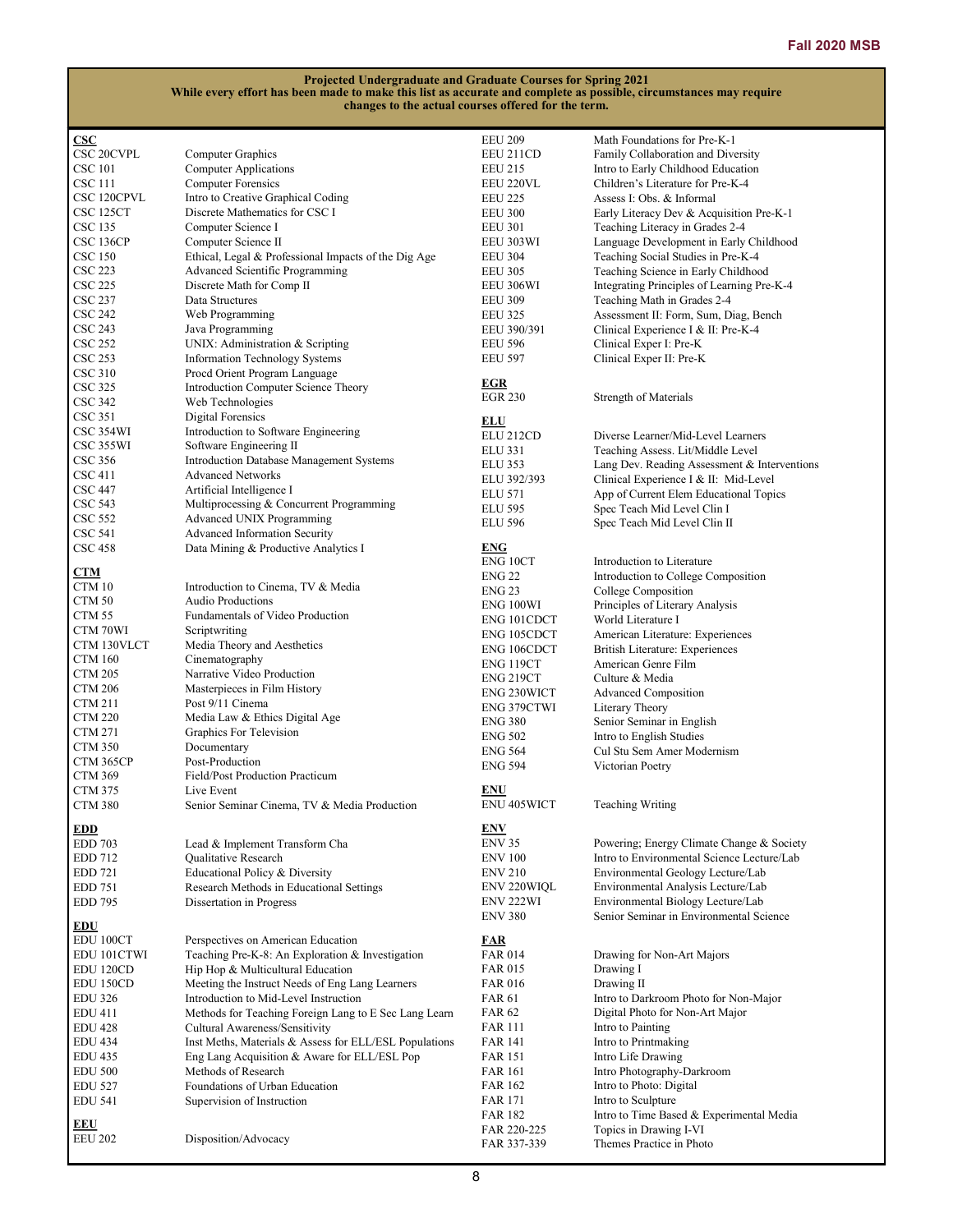**Projected Undergraduate and Graduate Courses for Spring 2021**
**While every effort has been made to make this list as accurate and complete as possible, circumstances may require changes to the actual courses offered for the term.**

**CSC**

| | |
|---|---|
| CSC 20CVPL | Computer Graphics |
| CSC 101 | Computer Applications |
| CSC 111 | Computer Forensics |
| CSC 120CPVL | Intro to Creative Graphical Coding |
| CSC 125CT | Discrete Mathematics for CSC I |
| CSC 135 | Computer Science I |
| CSC 136CP | Computer Science II |
| CSC 150 | Ethical, Legal & Professional Impacts of the Dig Age |
| CSC 223 | Advanced Scientific Programming |
| CSC 225 | Discrete Math for Comp II |
| CSC 237 | Data Structures |
| CSC 242 | Web Programming |
| CSC 243 | Java Programming |
| CSC 252 | UNIX: Administration & Scripting |
| CSC 253 | Information Technology Systems |
| CSC 310 | Procd Orient Program Language |
| CSC 325 | Introduction Computer Science Theory |
| CSC 342 | Web Technologies |
| CSC 351 | Digital Forensics |
| CSC 354WI | Introduction to Software Engineering |
| CSC 355WI | Software Engineering II |
| CSC 356 | Introduction Database Management Systems |
| CSC 411 | Advanced Networks |
| CSC 447 | Artificial Intelligence I |
| CSC 543 | Multiprocessing & Concurrent Programming |
| CSC 552 | Advanced UNIX Programming |
| CSC 541 | Advanced Information Security |
| CSC 458 | Data Mining & Productive Analytics I |

**CTM**

| | |
|---|---|
| CTM 10 | Introduction to Cinema, TV & Media |
| CTM 50 | Audio Productions |
| CTM 55 | Fundamentals of Video Production |
| CTM 70WI | Scriptwriting |
| CTM 130VLCT | Media Theory and Aesthetics |
| CTM 160 | Cinematography |
| CTM 205 | Narrative Video Production |
| CTM 206 | Masterpieces in Film History |
| CTM 211 | Post 9/11 Cinema |
| CTM 220 | Media Law & Ethics Digital Age |
| CTM 271 | Graphics For Television |
| CTM 350 | Documentary |
| CTM 365CP | Post-Production |
| CTM 369 | Field/Post Production Practicum |
| CTM 375 | Live Event |
| CTM 380 | Senior Seminar Cinema, TV & Media Production |

**EDD**

| | |
|---|---|
| EDD 703 | Lead & Implement Transform Cha |
| EDD 712 | Qualitative Research |
| EDD 721 | Educational Policy & Diversity |
| EDD 751 | Research Methods in Educational Settings |
| EDD 795 | Dissertation in Progress |

**EDU**

| | |
|---|---|
| EDU 100CT | Perspectives on American Education |
| EDU 101CTWI | Teaching Pre-K-8: An Exploration & Investigation |
| EDU 120CD | Hip Hop & Multicultural Education |
| EDU 150CD | Meeting the Instruct Needs of Eng Lang Learners |
| EDU 326 | Introduction to Mid-Level Instruction |
| EDU 411 | Methods for Teaching Foreign Lang to E Sec Lang Learn |
| EDU 428 | Cultural Awareness/Sensitivity |
| EDU 434 | Inst Meths, Materials & Assess for ELL/ESL Populations |
| EDU 435 | Eng Lang Acquisition & Aware for ELL/ESL Pop |
| EDU 500 | Methods of Research |
| EDU 527 | Foundations of Urban Education |
| EDU 541 | Supervision of Instruction |

**EEU**

| | |
|---|---|
| EEU 202 | Disposition/Advocacy |
| EEU 209 | Math Foundations for Pre-K-1 |
| EEU 211CD | Family Collaboration and Diversity |
| EEU 215 | Intro to Early Childhood Education |
| EEU 220VL | Children's Literature for Pre-K-4 |
| EEU 225 | Assess I: Obs. & Informal |
| EEU 300 | Early Literacy Dev & Acquisition Pre-K-1 |
| EEU 301 | Teaching Literacy in Grades 2-4 |
| EEU 303WI | Language Development in Early Childhood |
| EEU 304 | Teaching Social Studies in Pre-K-4 |
| EEU 305 | Teaching Science in Early Childhood |
| EEU 306WI | Integrating Principles of Learning Pre-K-4 |
| EEU 309 | Teaching Math in Grades 2-4 |
| EEU 325 | Assessment II: Form, Sum, Diag, Bench |
| EEU 390/391 | Clinical Experience I & II: Pre-K-4 |
| EEU 596 | Clinical Exper I: Pre-K |
| EEU 597 | Clinical Exper II: Pre-K |

**EGR**

| | |
|---|---|
| EGR 230 | Strength of Materials |

**ELU**

| | |
|---|---|
| ELU 212CD | Diverse Learner/Mid-Level Learners |
| ELU 331 | Teaching Assess. Lit/Middle Level |
| ELU 353 | Lang Dev. Reading Assessment & Interventions |
| ELU 392/393 | Clinical Experience I & II: Mid-Level |
| ELU 571 | App of Current Elem Educational Topics |
| ELU 595 | Spec Teach Mid Level Clin I |
| ELU 596 | Spec Teach Mid Level Clin II |

**ENG**

| | |
|---|---|
| ENG 10CT | Introduction to Literature |
| ENG 22 | Introduction to College Composition |
| ENG 23 | College Composition |
| ENG 100WI | Principles of Literary Analysis |
| ENG 101CDCT | World Literature I |
| ENG 105CDCT | American Literature: Experiences |
| ENG 106CDCT | British Literature: Experiences |
| ENG 119CT | American Genre Film |
| ENG 219CT | Culture & Media |
| ENG 230WICT | Advanced Composition |
| ENG 379CTWI | Literary Theory |
| ENG 380 | Senior Seminar in English |
| ENG 502 | Intro to English Studies |
| ENG 564 | Cul Stu Sem Amer Modernism |
| ENG 594 | Victorian Poetry |

**ENU**

| | |
|---|---|
| ENU 405WICT | Teaching Writing |

**ENV**

| | |
|---|---|
| ENV 35 | Powering; Energy Climate Change & Society |
| ENV 100 | Intro to Environmental Science Lecture/Lab |
| ENV 210 | Environmental Geology Lecture/Lab |
| ENV 220WIQL | Environmental Analysis Lecture/Lab |
| ENV 222WI | Environmental Biology Lecture/Lab |
| ENV 380 | Senior Seminar in Environmental Science |

**FAR**

| | |
|---|---|
| FAR 014 | Drawing for Non-Art Majors |
| FAR 015 | Drawing I |
| FAR 016 | Drawing II |
| FAR 61 | Intro to Darkroom Photo for Non-Major |
| FAR 62 | Digital Photo for Non-Art Major |
| FAR 111 | Intro to Painting |
| FAR 141 | Intro to Printmaking |
| FAR 151 | Intro Life Drawing |
| FAR 161 | Intro Photography-Darkroom |
| FAR 162 | Intro to Photo: Digital |
| FAR 171 | Intro to Sculpture |
| FAR 182 | Intro to Time Based & Experimental Media |
| FAR 220-225 | Topics in Drawing I-VI |
| FAR 337-339 | Themes Practice in Photo |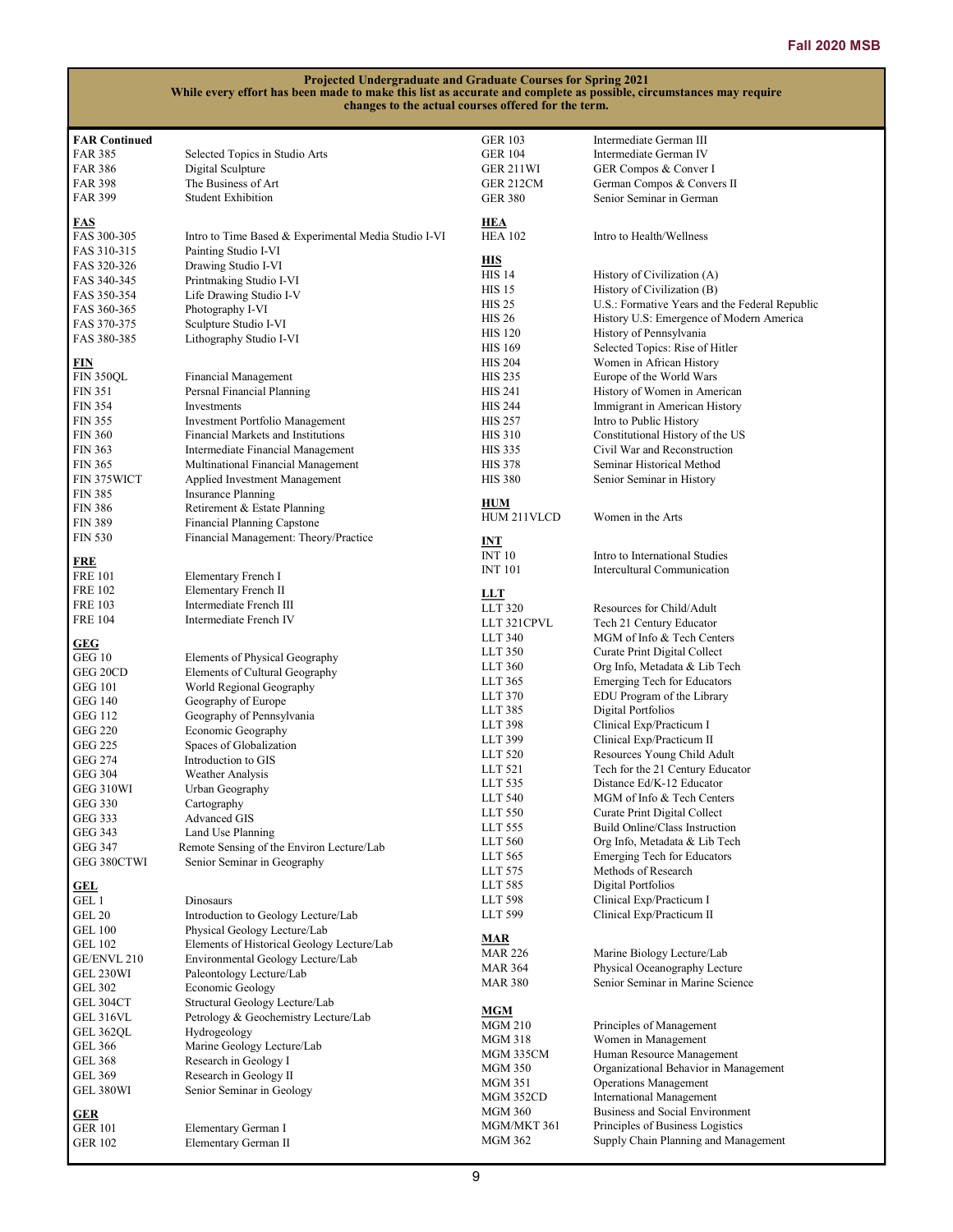**Projected Undergraduate and Graduate Courses for Spring 2021**
**While every effort has been made to make this list as accurate and complete as possible, circumstances may require changes to the actual courses offered for the term.**

**FAR Continued**

| | |
|---|---|
| FAR 385 | Selected Topics in Studio Arts |
| FAR 386 | Digital Sculpture |
| FAR 398 | The Business of Art |
| FAR 399 | Student Exhibition |

**FAS**

| | |
|---|---|
| FAS 300-305 | Intro to Time Based & Experimental Media Studio I-VI |
| FAS 310-315 | Painting Studio I-VI |
| FAS 320-326 | Drawing Studio I-VI |
| FAS 340-345 | Printmaking Studio I-VI |
| FAS 350-354 | Life Drawing Studio I-V |
| FAS 360-365 | Photography I-VI |
| FAS 370-375 | Sculpture Studio I-VI |
| FAS 380-385 | Lithography Studio I-VI |

**FIN**

| | |
|---|---|
| FIN 350QL | Financial Management |
| FIN 351 | Persnal Financial Planning |
| FIN 354 | Investments |
| FIN 355 | Investment Portfolio Management |
| FIN 360 | Financial Markets and Institutions |
| FIN 363 | Intermediate Financial Management |
| FIN 365 | Multinational Financial Management |
| FIN 375WICT | Applied Investment Management |
| FIN 385 | Insurance Planning |
| FIN 386 | Retirement & Estate Planning |
| FIN 389 | Financial Planning Capstone |
| FIN 530 | Financial Management: Theory/Practice |

**FRE**

| | |
|---|---|
| FRE 101 | Elementary French I |
| FRE 102 | Elementary French II |
| FRE 103 | Intermediate French III |
| FRE 104 | Intermediate French IV |

**GEG**

| | |
|---|---|
| GEG 10 | Elements of Physical Geography |
| GEG 20CD | Elements of Cultural Geography |
| GEG 101 | World Regional Geography |
| GEG 140 | Geography of Europe |
| GEG 112 | Geography of Pennsylvania |
| GEG 220 | Economic Geography |
| GEG 225 | Spaces of Globalization |
| GEG 274 | Introduction to GIS |
| GEG 304 | Weather Analysis |
| GEG 310WI | Urban Geography |
| GEG 330 | Cartography |
| GEG 333 | Advanced GIS |
| GEG 343 | Land Use Planning |
| GEG 347 | Remote Sensing of the Environ Lecture/Lab |
| GEG 380CTWI | Senior Seminar in Geography |

**GEL**

| | |
|---|---|
| GEL 1 | Dinosaurs |
| GEL 20 | Introduction to Geology Lecture/Lab |
| GEL 100 | Physical Geology Lecture/Lab |
| GEL 102 | Elements of Historical Geology Lecture/Lab |
| GE/ENVL 210 | Environmental Geology Lecture/Lab |
| GEL 230WI | Paleontology Lecture/Lab |
| GEL 302 | Economic Geology |
| GEL 304CT | Structural Geology Lecture/Lab |
| GEL 316VL | Petrology & Geochemistry Lecture/Lab |
| GEL 362QL | Hydrogeology |
| GEL 366 | Marine Geology Lecture/Lab |
| GEL 368 | Research in Geology I |
| GEL 369 | Research in Geology II |
| GEL 380WI | Senior Seminar in Geology |

**GER**

| | |
|---|---|
| GER 101 | Elementary German I |
| GER 102 | Elementary German II |
| GER 103 | Intermediate German III |
| GER 104 | Intermediate German IV |
| GER 211WI | GER Compos & Conver I |
| GER 212CM | German Compos & Convers II |
| GER 380 | Senior Seminar in German |

**HEA**

| | |
|---|---|
| HEA 102 | Intro to Health/Wellness |

**HIS**

| | |
|---|---|
| HIS 14 | History of Civilization (A) |
| HIS 15 | History of Civilization (B) |
| HIS 25 | U.S.: Formative Years and the Federal Republic |
| HIS 26 | History U.S: Emergence of Modern America |
| HIS 120 | History of Pennsylvania |
| HIS 169 | Selected Topics: Rise of Hitler |
| HIS 204 | Women in African History |
| HIS 235 | Europe of the World Wars |
| HIS 241 | History of Women in American |
| HIS 244 | Immigrant in American History |
| HIS 257 | Intro to Public History |
| HIS 310 | Constitutional History of the US |
| HIS 335 | Civil War and Reconstruction |
| HIS 378 | Seminar Historical Method |
| HIS 380 | Senior Seminar in History |

**HUM**

| | |
|---|---|
| HUM 211VLCD | Women in the Arts |

**INT**

| | |
|---|---|
| INT 10 | Intro to International Studies |
| INT 101 | Intercultural Communication |

**LLT**

| | |
|---|---|
| LLT 320 | Resources for Child/Adult |
| LLT 321CPVL | Tech 21 Century Educator |
| LLT 340 | MGM of Info & Tech Centers |
| LLT 350 | Curate Print Digital Collect |
| LLT 360 | Org Info, Metadata & Lib Tech |
| LLT 365 | Emerging Tech for Educators |
| LLT 370 | EDU Program of the Library |
| LLT 385 | Digital Portfolios |
| LLT 398 | Clinical Exp/Practicum I |
| LLT 399 | Clinical Exp/Practicum II |
| LLT 520 | Resources Young Child Adult |
| LLT 521 | Tech for the 21 Century Educator |
| LLT 535 | Distance Ed/K-12 Educator |
| LLT 540 | MGM of Info & Tech Centers |
| LLT 550 | Curate Print Digital Collect |
| LLT 555 | Build Online/Class Instruction |
| LLT 560 | Org Info, Metadata & Lib Tech |
| LLT 565 | Emerging Tech for Educators |
| LLT 575 | Methods of Research |
| LLT 585 | Digital Portfolios |
| LLT 598 | Clinical Exp/Practicum I |
| LLT 599 | Clinical Exp/Practicum II |

**MAR**

| | |
|---|---|
| MAR 226 | Marine Biology Lecture/Lab |
| MAR 364 | Physical Oceanography Lecture |
| MAR 380 | Senior Seminar in Marine Science |

**MGM**

| | |
|---|---|
| MGM 210 | Principles of Management |
| MGM 318 | Women in Management |
| MGM 335CM | Human Resource Management |
| MGM 350 | Organizational Behavior in Management |
| MGM 351 | Operations Management |
| MGM 352CD | International Management |
| MGM 360 | Business and Social Environment |
| MGM/MKT 361 | Principles of Business Logistics |
| MGM 362 | Supply Chain Planning and Management |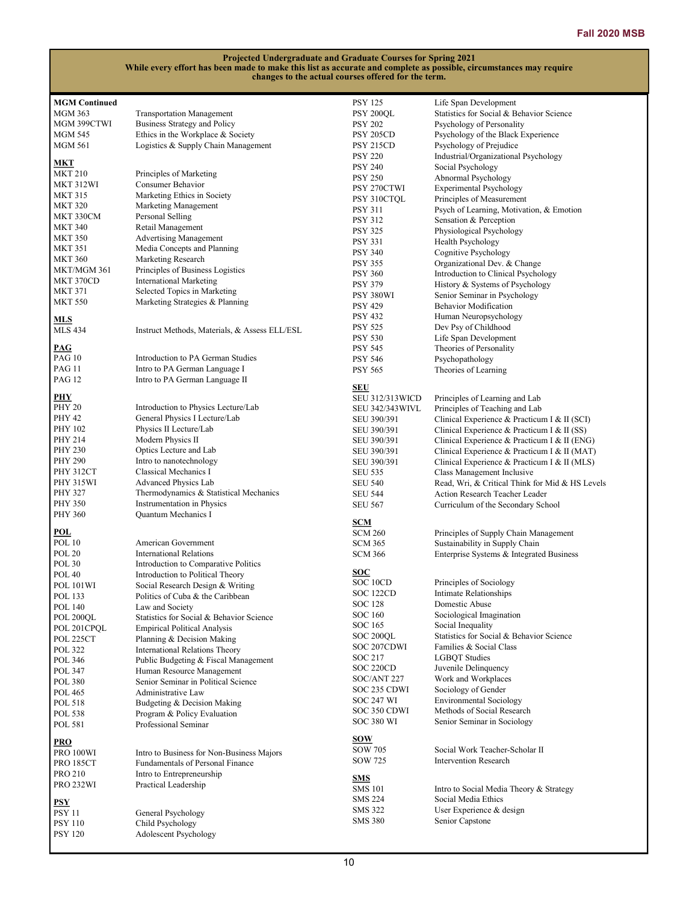**Projected Undergraduate and Graduate Courses for Spring 2021**
**While every effort has been made to make this list as accurate and complete as possible, circumstances may require changes to the actual courses offered for the term.**

**MGM Continued**

| | |
|---|---|
| MGM 363 | Transportation Management |
| MGM 399CTWI | Business Strategy and Policy |
| MGM 545 | Ethics in the Workplace & Society |
| MGM 561 | Logistics & Supply Chain Management |

**MKT**

| | |
|---|---|
| MKT 210 | Principles of Marketing |
| MKT 312WI | Consumer Behavior |
| MKT 315 | Marketing Ethics in Society |
| MKT 320 | Marketing Management |
| MKT 330CM | Personal Selling |
| MKT 340 | Retail Management |
| MKT 350 | Advertising Management |
| MKT 351 | Media Concepts and Planning |
| MKT 360 | Marketing Research |
| MKT/MGM 361 | Principles of Business Logistics |
| MKT 370CD | International Marketing |
| MKT 371 | Selected Topics in Marketing |
| MKT 550 | Marketing Strategies & Planning |

**MLS**

| | |
|---|---|
| MLS 434 | Instruct Methods, Materials, & Assess ELL/ESL |

**PAG**

| | |
|---|---|
| PAG 10 | Introduction to PA German Studies |
| PAG 11 | Intro to PA German Language I |
| PAG 12 | Intro to PA German Language II |

**PHY**

| | |
|---|---|
| PHY 20 | Introduction to Physics Lecture/Lab |
| PHY 42 | General Physics I Lecture/Lab |
| PHY 102 | Physics II Lecture/Lab |
| PHY 214 | Modern Physics II |
| PHY 230 | Optics Lecture and Lab |
| PHY 290 | Intro to nanotechnology |
| PHY 312CT | Classical Mechanics I |
| PHY 315WI | Advanced Physics Lab |
| PHY 327 | Thermodynamics & Statistical Mechanics |
| PHY 350 | Instrumentation in Physics |
| PHY 360 | Quantum Mechanics I |

**POL**

| | |
|---|---|
| POL 10 | American Government |
| POL 20 | International Relations |
| POL 30 | Introduction to Comparative Politics |
| POL 40 | Introduction to Political Theory |
| POL 101WI | Social Research Design & Writing |
| POL 133 | Politics of Cuba & the Caribbean |
| POL 140 | Law and Society |
| POL 200QL | Statistics for Social & Behavior Science |
| POL 201CPQL | Empirical Political Analysis |
| POL 225CT | Planning & Decision Making |
| POL 322 | International Relations Theory |
| POL 346 | Public Budgeting & Fiscal Management |
| POL 347 | Human Resource Management |
| POL 380 | Senior Seminar in Political Science |
| POL 465 | Administrative Law |
| POL 518 | Budgeting & Decision Making |
| POL 538 | Program & Policy Evaluation |
| POL 581 | Professional Seminar |

**PRO**

| | |
|---|---|
| PRO 100WI | Intro to Business for Non-Business Majors |
| PRO 185CT | Fundamentals of Personal Finance |
| PRO 210 | Intro to Entrepreneurship |
| PRO 232WI | Practical Leadership |

**PSY**

| | |
|---|---|
| PSY 11 | General Psychology |
| PSY 110 | Child Psychology |
| PSY 120 | Adolescent Psychology |
| PSY 125 | Life Span Development |
| PSY 200QL | Statistics for Social & Behavior Science |
| PSY 202 | Psychology of Personality |
| PSY 205CD | Psychology of the Black Experience |
| PSY 215CD | Psychology of Prejudice |
| PSY 220 | Industrial/Organizational Psychology |
| PSY 240 | Social Psychology |
| PSY 250 | Abnormal Psychology |
| PSY 270CTWI | Experimental Psychology |
| PSY 310CTQL | Principles of Measurement |
| PSY 311 | Psych of Learning, Motivation, & Emotion |
| PSY 312 | Sensation & Perception |
| PSY 325 | Physiological Psychology |
| PSY 331 | Health Psychology |
| PSY 340 | Cognitive Psychology |
| PSY 355 | Organizational Dev. & Change |
| PSY 360 | Introduction to Clinical Psychology |
| PSY 379 | History & Systems of Psychology |
| PSY 380WI | Senior Seminar in Psychology |
| PSY 429 | Behavior Modification |
| PSY 432 | Human Neuropsychology |
| PSY 525 | Dev Psy of Childhood |
| PSY 530 | Life Span Development |
| PSY 545 | Theories of Personality |
| PSY 546 | Psychopathology |
| PSY 565 | Theories of Learning |

**SEU**

| | |
|---|---|
| SEU 312/313WICD | Principles of Learning and Lab |
| SEU 342/343WIVL | Principles of Teaching and Lab |
| SEU 390/391 | Clinical Experience & Practicum I & II (SCI) |
| SEU 390/391 | Clinical Experience & Practicum I & II (SS) |
| SEU 390/391 | Clinical Experience & Practicum I & II (ENG) |
| SEU 390/391 | Clinical Experience & Practicum I & II (MAT) |
| SEU 390/391 | Clinical Experience & Practicum I & II (MLS) |
| SEU 535 | Class Management Inclusive |
| SEU 540 | Read, Wri, & Critical Think for Mid & HS Levels |
| SEU 544 | Action Research Teacher Leader |
| SEU 567 | Curriculum of the Secondary School |

**SCM**

| | |
|---|---|
| SCM 260 | Principles of Supply Chain Management |
| SCM 365 | Sustainability in Supply Chain |
| SCM 366 | Enterprise Systems & Integrated Business |

**SOC**

| | |
|---|---|
| SOC 10CD | Principles of Sociology |
| SOC 122CD | Intimate Relationships |
| SOC 128 | Domestic Abuse |
| SOC 160 | Sociological Imagination |
| SOC 165 | Social Inequality |
| SOC 200QL | Statistics for Social & Behavior Science |
| SOC 207CDWI | Families & Social Class |
| SOC 217 | LGBQT Studies |
| SOC 220CD | Juvenile Delinquency |
| SOC/ANT 227 | Work and Workplaces |
| SOC 235 CDWI | Sociology of Gender |
| SOC 247 WI | Environmental Sociology |
| SOC 350 CDWI | Methods of Social Research |
| SOC 380 WI | Senior Seminar in Sociology |

**SOW**

| | |
|---|---|
| SOW 705 | Social Work Teacher-Scholar II |
| SOW 725 | Intervention Research |

**SMS**

| | |
|---|---|
| SMS 101 | Intro to Social Media Theory & Strategy |
| SMS 224 | Social Media Ethics |
| SMS 322 | User Experience & design |
| SMS 380 | Senior Capstone |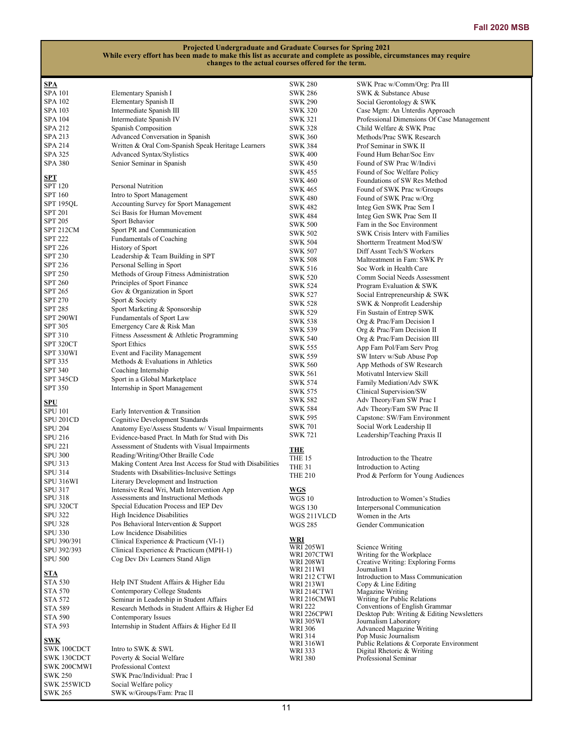**Projected Undergraduate and Graduate Courses for Spring 2021**
**While every effort has been made to make this list as accurate and complete as possible, circumstances may require changes to the actual courses offered for the term.**

**SPA**

| | |
|---|---|
| SPA 101 | Elementary Spanish I |
| SPA 102 | Elementary Spanish II |
| SPA 103 | Intermediate Spanish III |
| SPA 104 | Intermediate Spanish IV |
| SPA 212 | Spanish Composition |
| SPA 213 | Advanced Conversation in Spanish |
| SPA 214 | Written & Oral Com-Spanish Speak Heritage Learners |
| SPA 325 | Advanced Syntax/Stylistics |
| SPA 380 | Senior Seminar in Spanish |

**SPT**

| | |
|---|---|
| SPT 120 | Personal Nutrition |
| SPT 160 | Intro to Sport Management |
| SPT 195QL | Accounting Survey for Sport Management |
| SPT 201 | Sci Basis for Human Movement |
| SPT 205 | Sport Behavior |
| SPT 212CM | Sport PR and Communication |
| SPT 222 | Fundamentals of Coaching |
| SPT 226 | History of Sport |
| SPT 230 | Leadership & Team Building in SPT |
| SPT 236 | Personal Selling in Sport |
| SPT 250 | Methods of Group Fitness Administration |
| SPT 260 | Principles of Sport Finance |
| SPT 265 | Gov & Organization in Sport |
| SPT 270 | Sport & Society |
| SPT 285 | Sport Marketing & Sponsorship |
| SPT 290WI | Fundamentals of Sport Law |
| SPT 305 | Emergency Care & Risk Man |
| SPT 310 | Fitness Assessment & Athletic Programming |
| SPT 320CT | Sport Ethics |
| SPT 330WI | Event and Facility Management |
| SPT 335 | Methods & Evaluations in Athletics |
| SPT 340 | Coaching Internship |
| SPT 345CD | Sport in a Global Marketplace |
| SPT 350 | Internship in Sport Management |

**SPU**

| | |
|---|---|
| SPU 101 | Early Intervention & Transition |
| SPU 201CD | Cognitive Development Standards |
| SPU 204 | Anatomy Eye/Assess Students w/ Visual Impairments |
| SPU 216 | Evidence-based Pract. In Math for Stud with Dis |
| SPU 221 | Assessment of Students with Visual Impairments |
| SPU 300 | Reading/Writing/Other Braille Code |
| SPU 313 | Making Content Area Inst Access for Stud with Disabilities |
| SPU 314 | Students with Disabilities-Inclusive Settings |
| SPU 316WI | Literary Development and Instruction |
| SPU 317 | Intensive Read Wri, Math Intervention App |
| SPU 318 | Assessments and Instructional Methods |
| SPU 320CT | Special Education Process and IEP Dev |
| SPU 322 | High Incidence Disabilities |
| SPU 328 | Pos Behavioral Intervention & Support |
| SPU 330 | Low Incidence Disabilities |
| SPU 390/391 | Clinical Experience & Practicum (VI-1) |
| SPU 392/393 | Clinical Experience & Practicum (MPH-1) |
| SPU 500 | Cog Dev Div Learners Stand Align |

**STA**

| | |
|---|---|
| STA 530 | Help INT Student Affairs & Higher Edu |
| STA 570 | Contemporary College Students |
| STA 572 | Seminar in Leadership in Student Affairs |
| STA 589 | Research Methods in Student Affairs & Higher Ed |
| STA 590 | Contemporary Issues |
| STA 593 | Internship in Student Affairs & Higher Ed II |

**SWK**

| | |
|---|---|
| SWK 100CDCT | Intro to SWK & SWL |
| SWK 130CDCT | Poverty & Social Welfare |
| SWK 200CMWI | Professional Context |
| SWK 250 | SWK Prac/Individual: Prac I |
| SWK 255WICD | Social Welfare policy |
| SWK 265 | SWK w/Groups/Fam: Prac II |
| SWK 280 | SWK Prac w/Comm/Org: Pra III |
| SWK 286 | SWK & Substance Abuse |
| SWK 290 | Social Gerontology & SWK |
| SWK 320 | Case Mgm: An Unterdis Approach |
| SWK 321 | Professional Dimensions Of Case Management |
| SWK 328 | Child Welfare & SWK Prac |
| SWK 360 | Methods/Prac SWK Research |
| SWK 384 | Prof Seminar in SWK II |
| SWK 400 | Found Hum Behar/Soc Env |
| SWK 450 | Found of SW Prac W/Indivi |
| SWK 455 | Found of Soc Welfare Policy |
| SWK 460 | Foundations of SW Res Method |
| SWK 465 | Found of SWK Prac w/Groups |
| SWK 480 | Found of SWK Prac w/Org |
| SWK 482 | Integ Gen SWK Prac Sem I |
| SWK 484 | Integ Gen SWK Prac Sem II |
| SWK 500 | Fam in the Soc Environment |
| SWK 502 | SWK Crisis Interv with Families |
| SWK 504 | Shortterm Treatment Mod/SW |
| SWK 507 | Diff Assnt Tech/S Workers |
| SWK 508 | Maltreatment in Fam: SWK Pr |
| SWK 516 | Soc Work in Health Care |
| SWK 520 | Comm Social Needs Assessment |
| SWK 524 | Program Evaluation & SWK |
| SWK 527 | Social Entrepreneurship & SWK |
| SWK 528 | SWK & Nonprofit Leadership |
| SWK 529 | Fin Sustain of Entrep SWK |
| SWK 538 | Org & Prac/Fam Decision I |
| SWK 539 | Org & Prac/Fam Decision II |
| SWK 540 | Org & Prac/Fam Decision III |
| SWK 555 | App Fam Pol/Fam Serv Prog |
| SWK 559 | SW Interv w/Sub Abuse Pop |
| SWK 560 | App Methods of SW Research |
| SWK 561 | Motivatnl Interview Skill |
| SWK 574 | Family Mediation/Adv SWK |
| SWK 575 | Clinical Supervision/SW |
| SWK 582 | Adv Theory/Fam SW Prac I |
| SWK 584 | Adv Theory/Fam SW Prac II |
| SWK 595 | Capstone: SW/Fam Environment |
| SWK 701 | Social Work Leadership II |
| SWK 721 | Leadership/Teaching Praxis II |

**THE**

| | |
|---|---|
| THE 15 | Introduction to the Theatre |
| THE 31 | Introduction to Acting |
| THE 210 | Prod & Perform for Young Audiences |

**WGS**

| | |
|---|---|
| WGS 10 | Introduction to Women's Studies |
| WGS 130 | Interpersonal Communication |
| WGS 211VLCD | Women in the Arts |
| WGS 285 | Gender Communication |

**WRI**

| | |
|---|---|
| WRI 205WI | Science Writing |
| WRI 207CTWI | Writing for the Workplace |
| WRI 208WI | Creative Writing: Exploring Forms |
| WRI 211WI | Journalism I |
| WRI 212 CTWI | Introduction to Mass Communication |
| WRI 213WI | Copy & Line Editing |
| WRI 214CTWI | Magazine Writing |
| WRI 216CMWI | Writing for Public Relations |
| WRI 222 | Conventions of English Grammar |
| WRI 226CPWI | Desktop Pub: Writing & Editing Newsletters |
| WRI 305WI | Journalism Laboratory |
| WRI 306 | Advanced Magazine Writing |
| WRI 314 | Pop Music Journalism |
| WRI 316WI | Public Relations & Corporate Environment |
| WRI 333 | Digital Rhetoric & Writing |
| WRI 380 | Professional Seminar |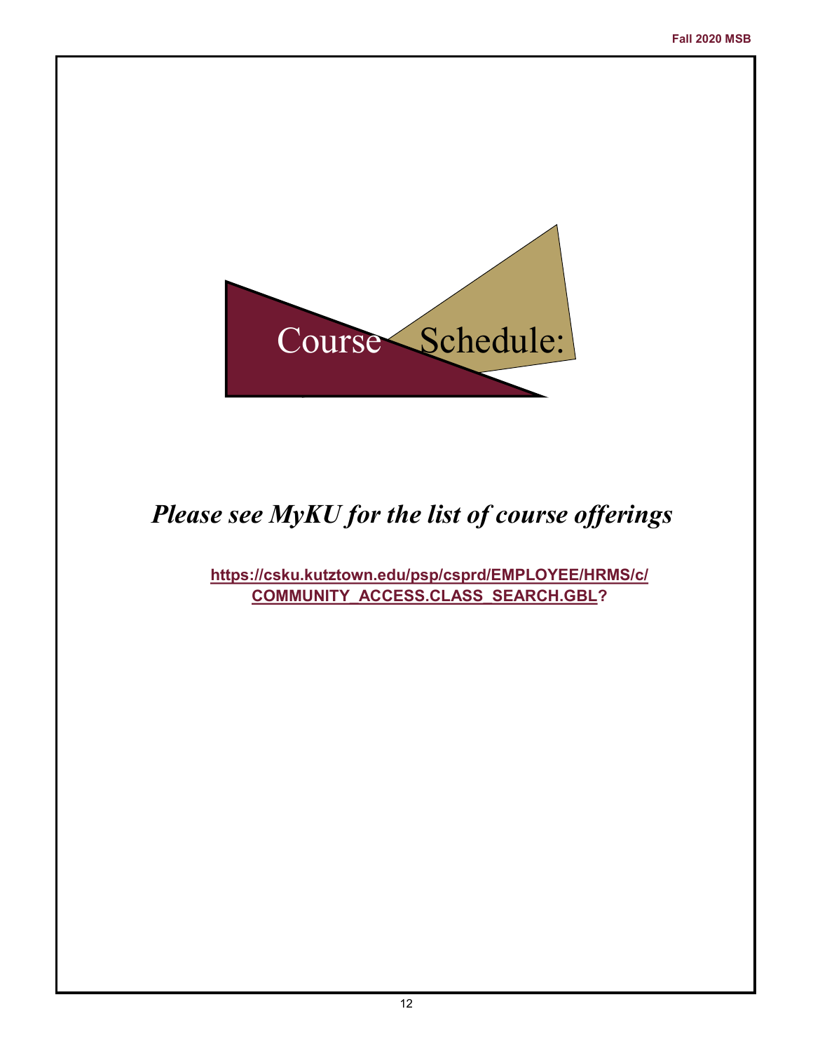# Course Schedule:

***Please see MyKU for the list of course offerings***

**https://csku.kutztown.edu/psp/csprd/EMPLOYEE/HRMS/c/COMMUNITY_ACCESS.CLASS_SEARCH.GBL?**